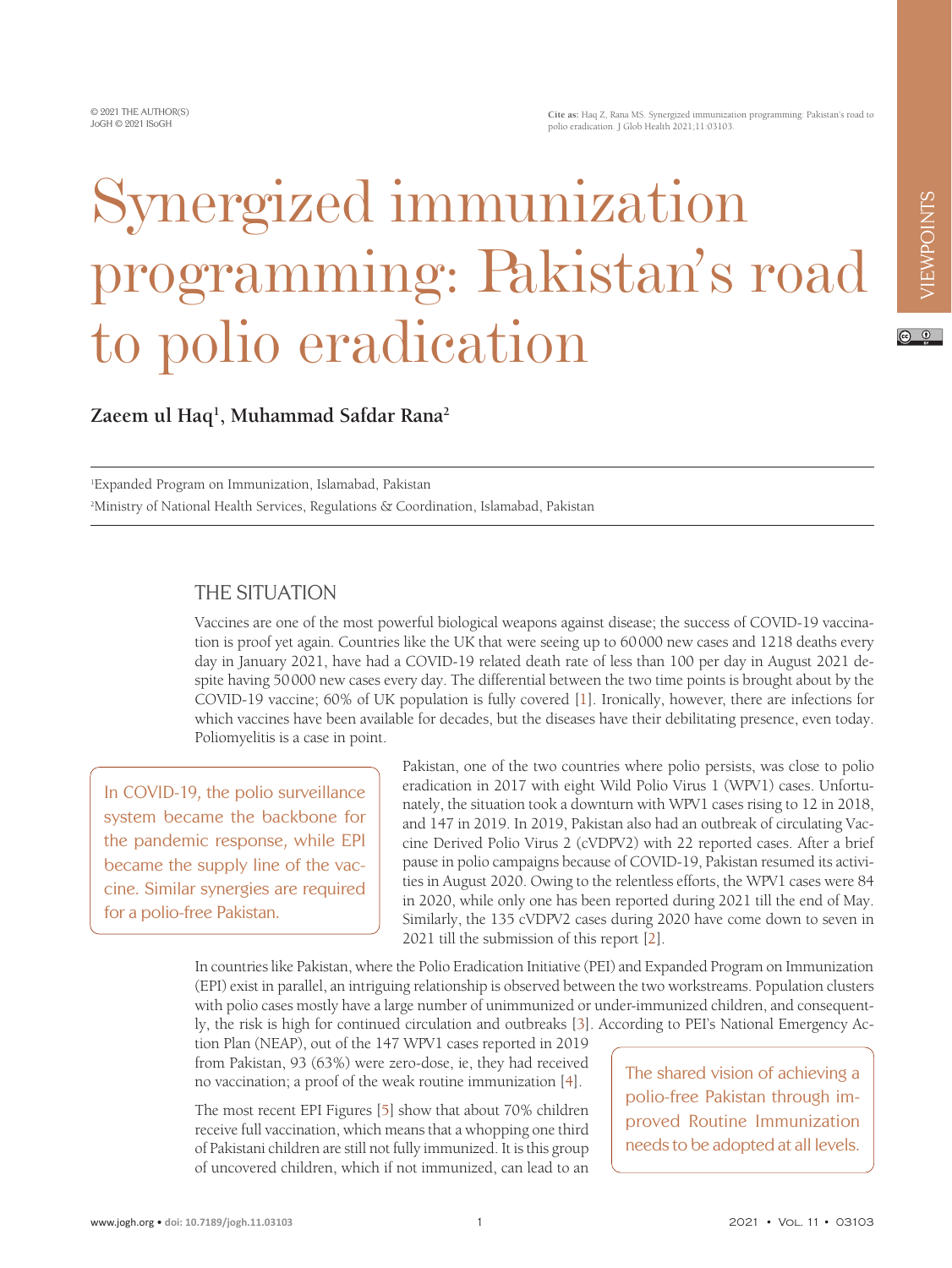# Synergized immunization programming: Pakistan's road to polio eradication

**Zaeem ul Haq[1], Muhammad Safdar Rana[2]**

[1]Expanded Program on Immunization, Islamabad, Pakistan

[2]Ministry of National Health Services, Regulations & Coordination, Islamabad, Pakistan

## THE SITUATION

Vaccines are one of the most powerful biological weapons against disease; the success of COVID-19 vaccination is proof yet again. Countries like the UK that were seeing up to 60 000 new cases and 1218 deaths every day in January 2021, have had a COVID-19 related death rate of less than 100 per day in August 2021 despite having 50 000 new cases every day. The differential between the two time points is brought about by the COVID-19 vaccine; 60% of UK population is fully covered [1]. Ironically, however, there are infections for which vaccines have been available for decades, but the diseases have their debilitating presence, even today. Poliomyelitis is a case in point.

> In COVID-19, the polio surveillance system became the backbone for the pandemic response, while EPI became the supply line of the vaccine. Similar synergies are required for a polio-free Pakistan.

Pakistan, one of the two countries where polio persists, was close to polio eradication in 2017 with eight Wild Polio Virus 1 (WPV1) cases. Unfortunately, the situation took a downturn with WPV1 cases rising to 12 in 2018, and 147 in 2019. In 2019, Pakistan also had an outbreak of circulating Vaccine Derived Polio Virus 2 (cVDPV2) with 22 reported cases. After a brief pause in polio campaigns because of COVID-19, Pakistan resumed its activities in August 2020. Owing to the relentless efforts, the WPV1 cases were 84 in 2020, while only one has been reported during 2021 till the end of May. Similarly, the 135 cVDPV2 cases during 2020 have come down to seven in 2021 till the submission of this report [2].

In countries like Pakistan, where the Polio Eradication Initiative (PEI) and Expanded Program on Immunization (EPI) exist in parallel, an intriguing relationship is observed between the two workstreams. Population clusters with polio cases mostly have a large number of unimmunized or under-immunized children, and consequently, the risk is high for continued circulation and outbreaks [3]. According to PEI's National Emergency Action Plan (NEAP), out of the 147 WPV1 cases reported in 2019 from Pakistan, 93 (63%) were zero-dose, ie, they had received no vaccination; a proof of the weak routine immunization [4].

> The shared vision of achieving a polio-free Pakistan through improved Routine Immunization needs to be adopted at all levels.

The most recent EPI Figures [5] show that about 70% children receive full vaccination, which means that a whopping one third of Pakistani children are still not fully immunized. It is this group of uncovered children, which if not immunized, can lead to an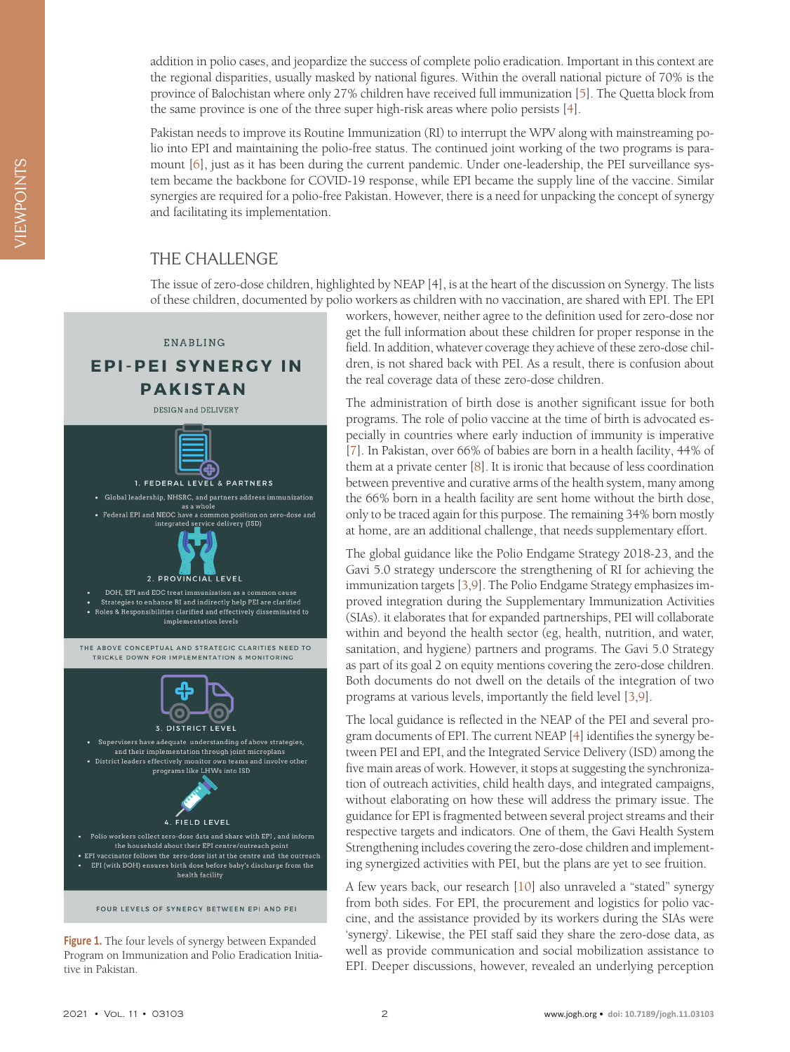addition in polio cases, and jeopardize the success of complete polio eradication. Important in this context are the regional disparities, usually masked by national figures. Within the overall national picture of 70% is the province of Balochistan where only 27% children have received full immunization [5]. The Quetta block from the same province is one of the three super high-risk areas where polio persists [4].

Pakistan needs to improve its Routine Immunization (RI) to interrupt the WPV along with mainstreaming polio into EPI and maintaining the polio-free status. The continued joint working of the two programs is paramount [6], just as it has been during the current pandemic. Under one-leadership, the PEI surveillance system became the backbone for COVID-19 response, while EPI became the supply line of the vaccine. Similar synergies are required for a polio-free Pakistan. However, there is a need for unpacking the concept of synergy and facilitating its implementation.

## THE CHALLENGE

The issue of zero-dose children, highlighted by NEAP [4], is at the heart of the discussion on Synergy. The lists of these children, documented by polio workers as children with no vaccination, are shared with EPI. The EPI workers, however, neither agree to the definition used for zero-dose nor get the full information about these children for proper response in the field. In addition, whatever coverage they achieve of these zero-dose children, is not shared back with PEI. As a result, there is confusion about the real coverage data of these zero-dose children.

ENABLING

**EPI-PEI SYNERGY IN PAKISTAN**

DESIGN and DELIVERY

1. FEDERAL LEVEL & PARTNERS

- Global leadership, NHSRC, and partners address immunization as a whole
- Federal EPI and NEOC have a common position on zero-dose and integrated service delivery (ISD)

2. PROVINCIAL LEVEL

- DOH, EPI and EOC treat immunization as a common cause
- Strategies to enhance RI and indirectly help PEI are clarified
- Roles & Responsibilities clarified and effectively disseminated to implementation levels

THE ABOVE CONCEPTUAL AND STRATEGIC CLARITIES NEED TO TRICKLE DOWN FOR IMPLEMENTATION & MONITORING

3. DISTRICT LEVEL

- Supervisers have adequate understanding of above strategies, and their implementation through joint microplans
- District leaders effectively monitor own teams and involve other programs like LHWs into ISD

4. FIELD LEVEL

- Polio workers collect zero-dose data and share with EPI, and inform the household about their EPI centre/outreach point
- EPI vaccinator follows the zero-dose list at the centre and the outreach
- EPI (with DOH) ensures birth dose before baby's discharge from the health facility

FOUR LEVELS OF SYNERGY BETWEEN EPI AND PEI

**Figure 1.** The four levels of synergy between Expanded Program on Immunization and Polio Eradication Initiative in Pakistan.

The administration of birth dose is another significant issue for both programs. The role of polio vaccine at the time of birth is advocated especially in countries where early induction of immunity is imperative [7]. In Pakistan, over 66% of babies are born in a health facility, 44% of them at a private center [8]. It is ironic that because of less coordination between preventive and curative arms of the health system, many among the 66% born in a health facility are sent home without the birth dose, only to be traced again for this purpose. The remaining 34% born mostly at home, are an additional challenge, that needs supplementary effort.

The global guidance like the Polio Endgame Strategy 2018-23, and the Gavi 5.0 strategy underscore the strengthening of RI for achieving the immunization targets [3,9]. The Polio Endgame Strategy emphasizes improved integration during the Supplementary Immunization Activities (SIAs). it elaborates that for expanded partnerships, PEI will collaborate within and beyond the health sector (eg, health, nutrition, and water, sanitation, and hygiene) partners and programs. The Gavi 5.0 Strategy as part of its goal 2 on equity mentions covering the zero-dose children. Both documents do not dwell on the details of the integration of two programs at various levels, importantly the field level [3,9].

The local guidance is reflected in the NEAP of the PEI and several program documents of EPI. The current NEAP [4] identifies the synergy between PEI and EPI, and the Integrated Service Delivery (ISD) among the five main areas of work. However, it stops at suggesting the synchronization of outreach activities, child health days, and integrated campaigns, without elaborating on how these will address the primary issue. The guidance for EPI is fragmented between several project streams and their respective targets and indicators. One of them, the Gavi Health System Strengthening includes covering the zero-dose children and implementing synergized activities with PEI, but the plans are yet to see fruition.

A few years back, our research [10] also unraveled a "stated" synergy from both sides. For EPI, the procurement and logistics for polio vaccine, and the assistance provided by its workers during the SIAs were 'synergy'. Likewise, the PEI staff said they share the zero-dose data, as well as provide communication and social mobilization assistance to EPI. Deeper discussions, however, revealed an underlying perception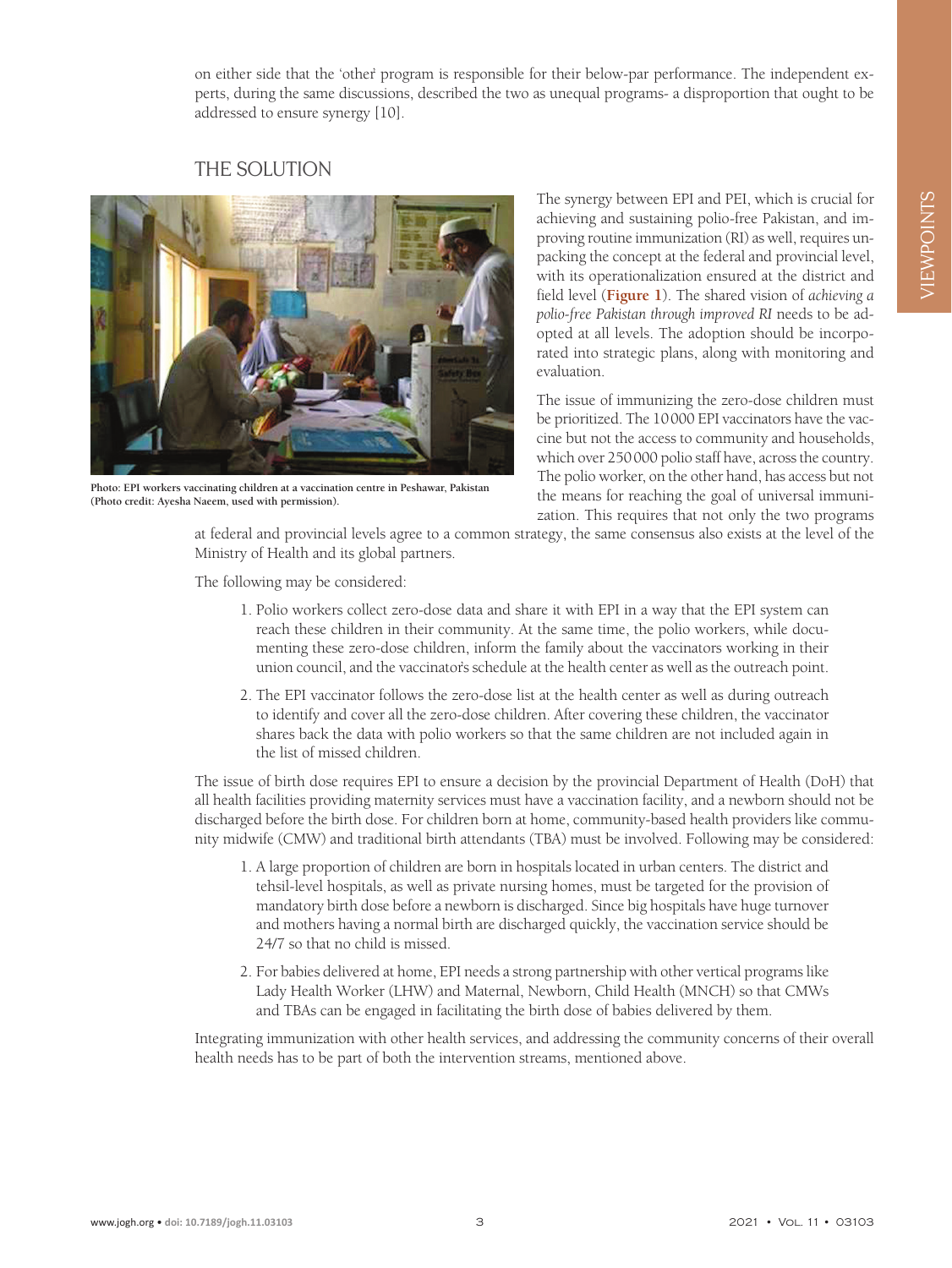on either side that the 'other' program is responsible for their below-par performance. The independent experts, during the same discussions, described the two as unequal programs- a disproportion that ought to be addressed to ensure synergy [10].

## THE SOLUTION

**Photo: EPI workers vaccinating children at a vaccination centre in Peshawar, Pakistan (Photo credit: Ayesha Naeem, used with permission).**

The synergy between EPI and PEI, which is crucial for achieving and sustaining polio-free Pakistan, and improving routine immunization (RI) as well, requires unpacking the concept at the federal and provincial level, with its operationalization ensured at the district and field level (**Figure 1**). The shared vision of *achieving a polio-free Pakistan through improved RI* needs to be adopted at all levels. The adoption should be incorporated into strategic plans, along with monitoring and evaluation.

The issue of immunizing the zero-dose children must be prioritized. The 10 000 EPI vaccinators have the vaccine but not the access to community and households, which over 250 000 polio staff have, across the country. The polio worker, on the other hand, has access but not the means for reaching the goal of universal immunization. This requires that not only the two programs at federal and provincial levels agree to a common strategy, the same consensus also exists at the level of the Ministry of Health and its global partners.

The following may be considered:

1. Polio workers collect zero-dose data and share it with EPI in a way that the EPI system can reach these children in their community. At the same time, the polio workers, while documenting these zero-dose children, inform the family about the vaccinators working in their union council, and the vaccinator's schedule at the health center as well as the outreach point.
2. The EPI vaccinator follows the zero-dose list at the health center as well as during outreach to identify and cover all the zero-dose children. After covering these children, the vaccinator shares back the data with polio workers so that the same children are not included again in the list of missed children.

The issue of birth dose requires EPI to ensure a decision by the provincial Department of Health (DoH) that all health facilities providing maternity services must have a vaccination facility, and a newborn should not be discharged before the birth dose. For children born at home, community-based health providers like community midwife (CMW) and traditional birth attendants (TBA) must be involved. Following may be considered:

1. A large proportion of children are born in hospitals located in urban centers. The district and tehsil-level hospitals, as well as private nursing homes, must be targeted for the provision of mandatory birth dose before a newborn is discharged. Since big hospitals have huge turnover and mothers having a normal birth are discharged quickly, the vaccination service should be 24/7 so that no child is missed.
2. For babies delivered at home, EPI needs a strong partnership with other vertical programs like Lady Health Worker (LHW) and Maternal, Newborn, Child Health (MNCH) so that CMWs and TBAs can be engaged in facilitating the birth dose of babies delivered by them.

Integrating immunization with other health services, and addressing the community concerns of their overall health needs has to be part of both the intervention streams, mentioned above.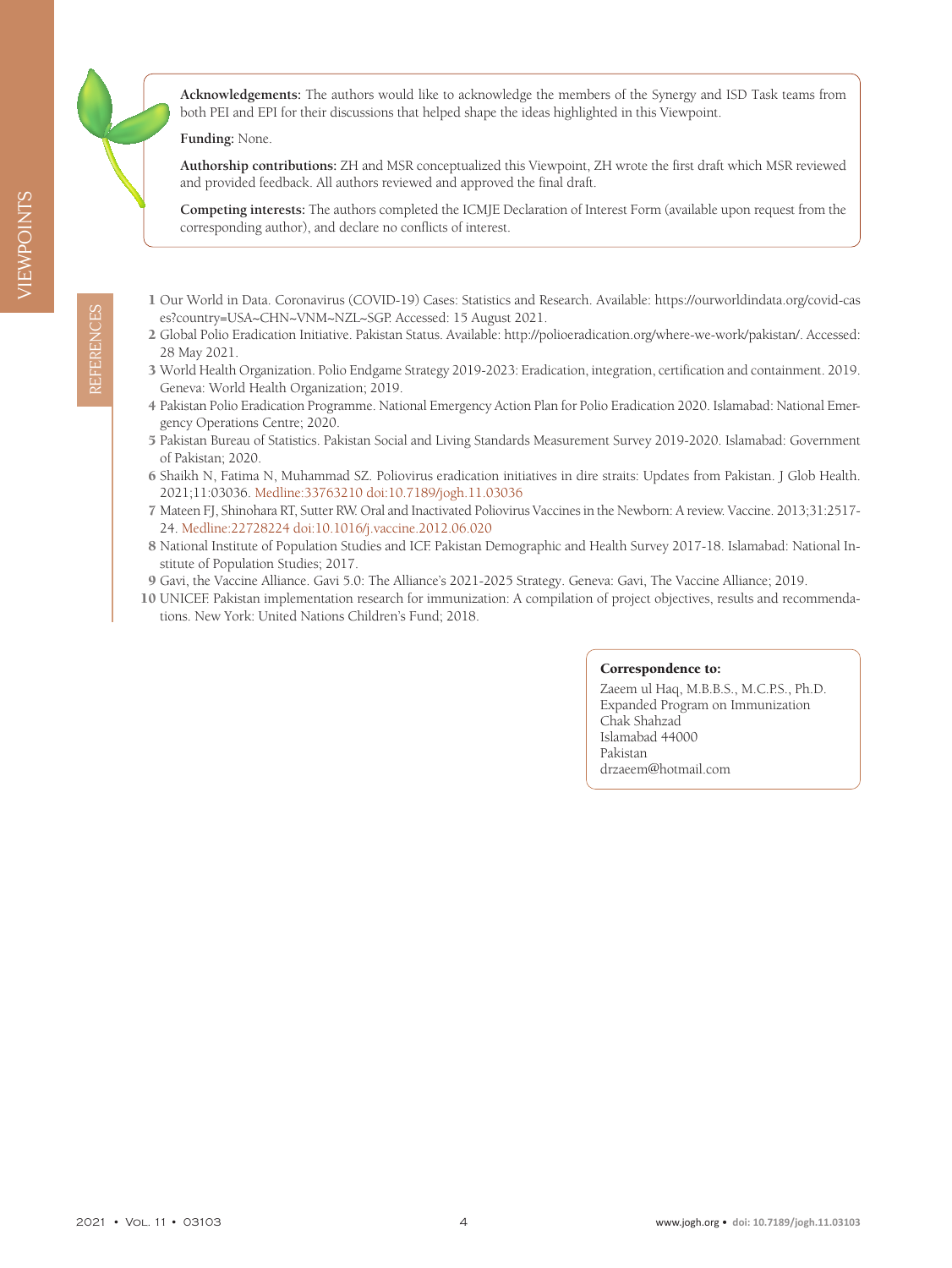**Acknowledgements:** The authors would like to acknowledge the members of the Synergy and ISD Task teams from both PEI and EPI for their discussions that helped shape the ideas highlighted in this Viewpoint.

**Funding:** None.

**Authorship contributions:** ZH and MSR conceptualized this Viewpoint, ZH wrote the first draft which MSR reviewed and provided feedback. All authors reviewed and approved the final draft.

**Competing interests:** The authors completed the ICMJE Declaration of Interest Form (available upon request from the corresponding author), and declare no conflicts of interest.

## REFERENCES

1. Our World in Data. Coronavirus (COVID-19) Cases: Statistics and Research. Available: https://ourworldindata.org/covid-cases?country=USA~CHN~VNM~NZL~SGP. Accessed: 15 August 2021.
2. Global Polio Eradication Initiative. Pakistan Status. Available: http://polioeradication.org/where-we-work/pakistan/. Accessed: 28 May 2021.
3. World Health Organization. Polio Endgame Strategy 2019-2023: Eradication, integration, certification and containment. 2019. Geneva: World Health Organization; 2019.
4. Pakistan Polio Eradication Programme. National Emergency Action Plan for Polio Eradication 2020. Islamabad: National Emergency Operations Centre; 2020.
5. Pakistan Bureau of Statistics. Pakistan Social and Living Standards Measurement Survey 2019-2020. Islamabad: Government of Pakistan; 2020.
6. Shaikh N, Fatima N, Muhammad SZ. Poliovirus eradication initiatives in dire straits: Updates from Pakistan. J Glob Health. 2021;11:03036. Medline:33763210 doi:10.7189/jogh.11.03036
7. Mateen FJ, Shinohara RT, Sutter RW. Oral and Inactivated Poliovirus Vaccines in the Newborn: A review. Vaccine. 2013;31:2517-24. Medline:22728224 doi:10.1016/j.vaccine.2012.06.020
8. National Institute of Population Studies and ICF. Pakistan Demographic and Health Survey 2017-18. Islamabad: National Institute of Population Studies; 2017.
9. Gavi, the Vaccine Alliance. Gavi 5.0: The Alliance's 2021-2025 Strategy. Geneva: Gavi, The Vaccine Alliance; 2019.
10. UNICEF. Pakistan implementation research for immunization: A compilation of project objectives, results and recommendations. New York: United Nations Children's Fund; 2018.

**Correspondence to:**

Zaeem ul Haq, M.B.B.S., M.C.P.S., Ph.D.
Expanded Program on Immunization
Chak Shahzad
Islamabad 44000
Pakistan
drzaeem@hotmail.com